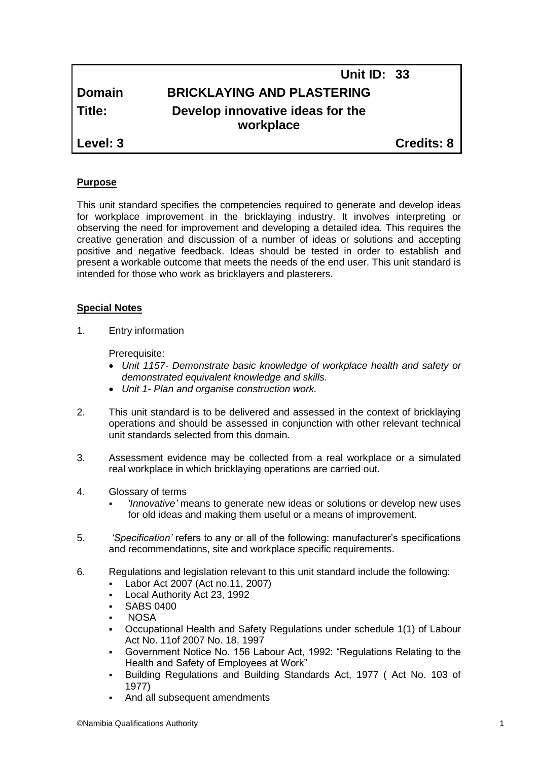| | Unit ID: 33 |
|---|---|
| **Domain** | **BRICKLAYING AND PLASTERING** |
| **Title:** | **Develop innovative ideas for the workplace** |
| **Level: 3** | **Credits: 8** |

## Purpose

This unit standard specifies the competencies required to generate and develop ideas for workplace improvement in the bricklaying industry. It involves interpreting or observing the need for improvement and developing a detailed idea. This requires the creative generation and discussion of a number of ideas or solutions and accepting positive and negative feedback. Ideas should be tested in order to establish and present a workable outcome that meets the needs of the end user. This unit standard is intended for those who work as bricklayers and plasterers.

## Special Notes

1. Entry information

   Prerequisite:

   - *Unit 1157- Demonstrate basic knowledge of workplace health and safety or demonstrated equivalent knowledge and skills.*
   - *Unit 1- Plan and organise construction work.*

2. This unit standard is to be delivered and assessed in the context of bricklaying operations and should be assessed in conjunction with other relevant technical unit standards selected from this domain.

3. Assessment evidence may be collected from a real workplace or a simulated real workplace in which bricklaying operations are carried out.

4. Glossary of terms
   - *'Innovative'* means to generate new ideas or solutions or develop new uses for old ideas and making them useful or a means of improvement.

5. *'Specification'* refers to any or all of the following: manufacturer's specifications and recommendations, site and workplace specific requirements.

6. Regulations and legislation relevant to this unit standard include the following:
   - Labor Act 2007 (Act no.11, 2007)
   - Local Authority Act 23, 1992
   - SABS 0400
   - NOSA
   - Occupational Health and Safety Regulations under schedule 1(1) of Labour Act No. 11of 2007 No. 18, 1997
   - Government Notice No. 156 Labour Act, 1992: "Regulations Relating to the Health and Safety of Employees at Work"
   - Building Regulations and Building Standards Act, 1977 ( Act No. 103 of 1977)
   - And all subsequent amendments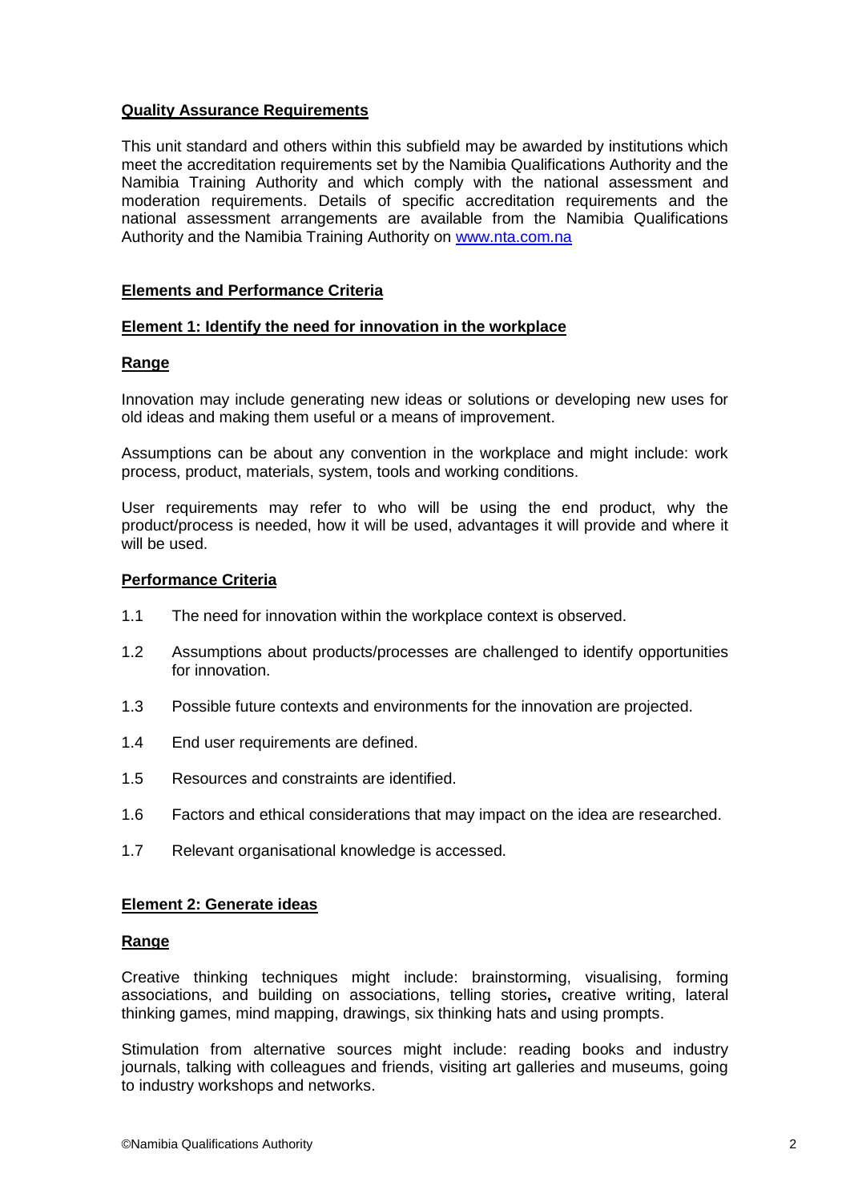## Quality Assurance Requirements

This unit standard and others within this subfield may be awarded by institutions which meet the accreditation requirements set by the Namibia Qualifications Authority and the Namibia Training Authority and which comply with the national assessment and moderation requirements. Details of specific accreditation requirements and the national assessment arrangements are available from the Namibia Qualifications Authority and the Namibia Training Authority on www.nta.com.na

## Elements and Performance Criteria

### Element 1: Identify the need for innovation in the workplace

#### Range

Innovation may include generating new ideas or solutions or developing new uses for old ideas and making them useful or a means of improvement.

Assumptions can be about any convention in the workplace and might include: work process, product, materials, system, tools and working conditions.

User requirements may refer to who will be using the end product, why the product/process is needed, how it will be used, advantages it will provide and where it will be used.

#### Performance Criteria

1.1 The need for innovation within the workplace context is observed.

1.2 Assumptions about products/processes are challenged to identify opportunities for innovation.

1.3 Possible future contexts and environments for the innovation are projected.

1.4 End user requirements are defined.

1.5 Resources and constraints are identified.

1.6 Factors and ethical considerations that may impact on the idea are researched.

1.7 Relevant organisational knowledge is accessed.

### Element 2: Generate ideas

#### Range

Creative thinking techniques might include: brainstorming, visualising, forming associations, and building on associations, telling stories**,** creative writing, lateral thinking games, mind mapping, drawings, six thinking hats and using prompts.

Stimulation from alternative sources might include: reading books and industry journals, talking with colleagues and friends, visiting art galleries and museums, going to industry workshops and networks.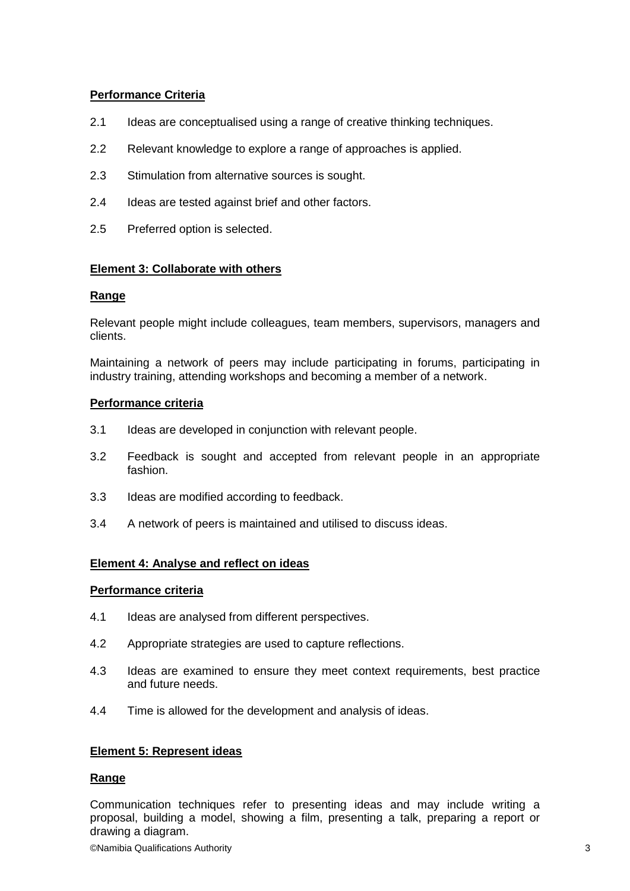**Performance Criteria**

2.1 Ideas are conceptualised using a range of creative thinking techniques.

2.2 Relevant knowledge to explore a range of approaches is applied.

2.3 Stimulation from alternative sources is sought.

2.4 Ideas are tested against brief and other factors.

2.5 Preferred option is selected.

**Element 3: Collaborate with others**

**Range**

Relevant people might include colleagues, team members, supervisors, managers and clients.

Maintaining a network of peers may include participating in forums, participating in industry training, attending workshops and becoming a member of a network.

**Performance criteria**

3.1 Ideas are developed in conjunction with relevant people.

3.2 Feedback is sought and accepted from relevant people in an appropriate fashion.

3.3 Ideas are modified according to feedback.

3.4 A network of peers is maintained and utilised to discuss ideas.

**Element 4: Analyse and reflect on ideas**

**Performance criteria**

4.1 Ideas are analysed from different perspectives.

4.2 Appropriate strategies are used to capture reflections.

4.3 Ideas are examined to ensure they meet context requirements, best practice and future needs.

4.4 Time is allowed for the development and analysis of ideas.

**Element 5: Represent ideas**

**Range**

Communication techniques refer to presenting ideas and may include writing a proposal, building a model, showing a film, presenting a talk, preparing a report or drawing a diagram.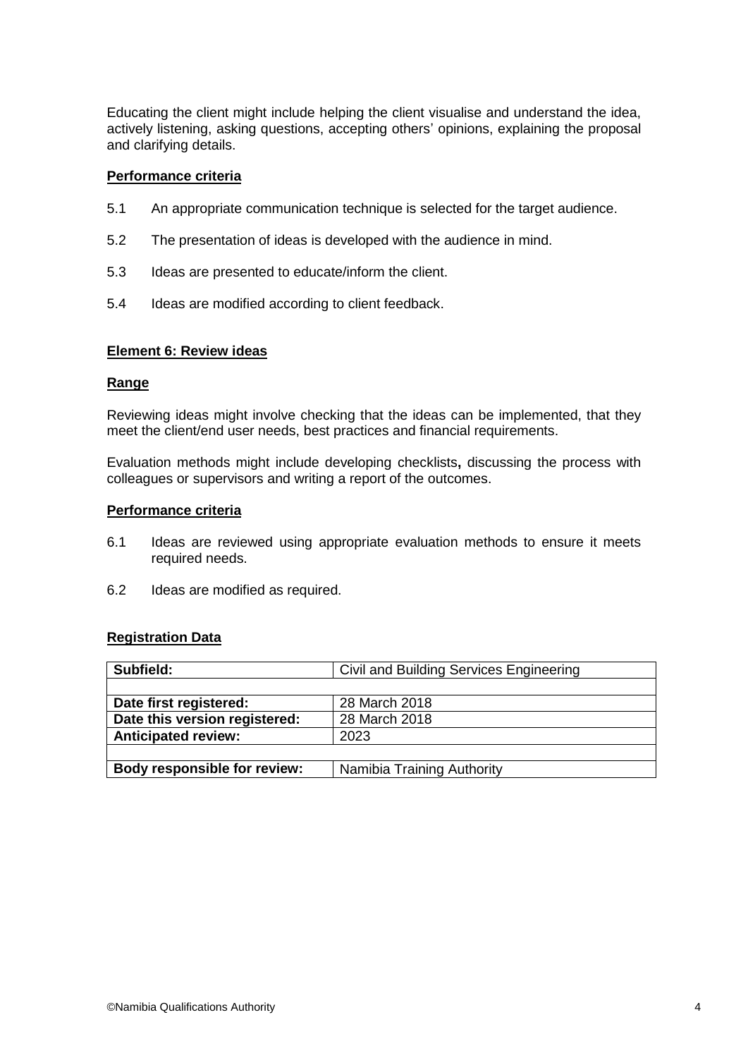Educating the client might include helping the client visualise and understand the idea, actively listening, asking questions, accepting others' opinions, explaining the proposal and clarifying details.

**Performance criteria**

5.1 An appropriate communication technique is selected for the target audience.

5.2 The presentation of ideas is developed with the audience in mind.

5.3 Ideas are presented to educate/inform the client.

5.4 Ideas are modified according to client feedback.

**Element 6: Review ideas**

**Range**

Reviewing ideas might involve checking that the ideas can be implemented, that they meet the client/end user needs, best practices and financial requirements.

Evaluation methods might include developing checklists**,** discussing the process with colleagues or supervisors and writing a report of the outcomes.

**Performance criteria**

6.1 Ideas are reviewed using appropriate evaluation methods to ensure it meets required needs.

6.2 Ideas are modified as required.

**Registration Data**

| | |
|---|---|
| **Subfield:** | Civil and Building Services Engineering |
| | |
| **Date first registered:** | 28 March 2018 |
| **Date this version registered:** | 28 March 2018 |
| **Anticipated review:** | 2023 |
| | |
| **Body responsible for review:** | Namibia Training Authority |

©Namibia Qualifications Authority